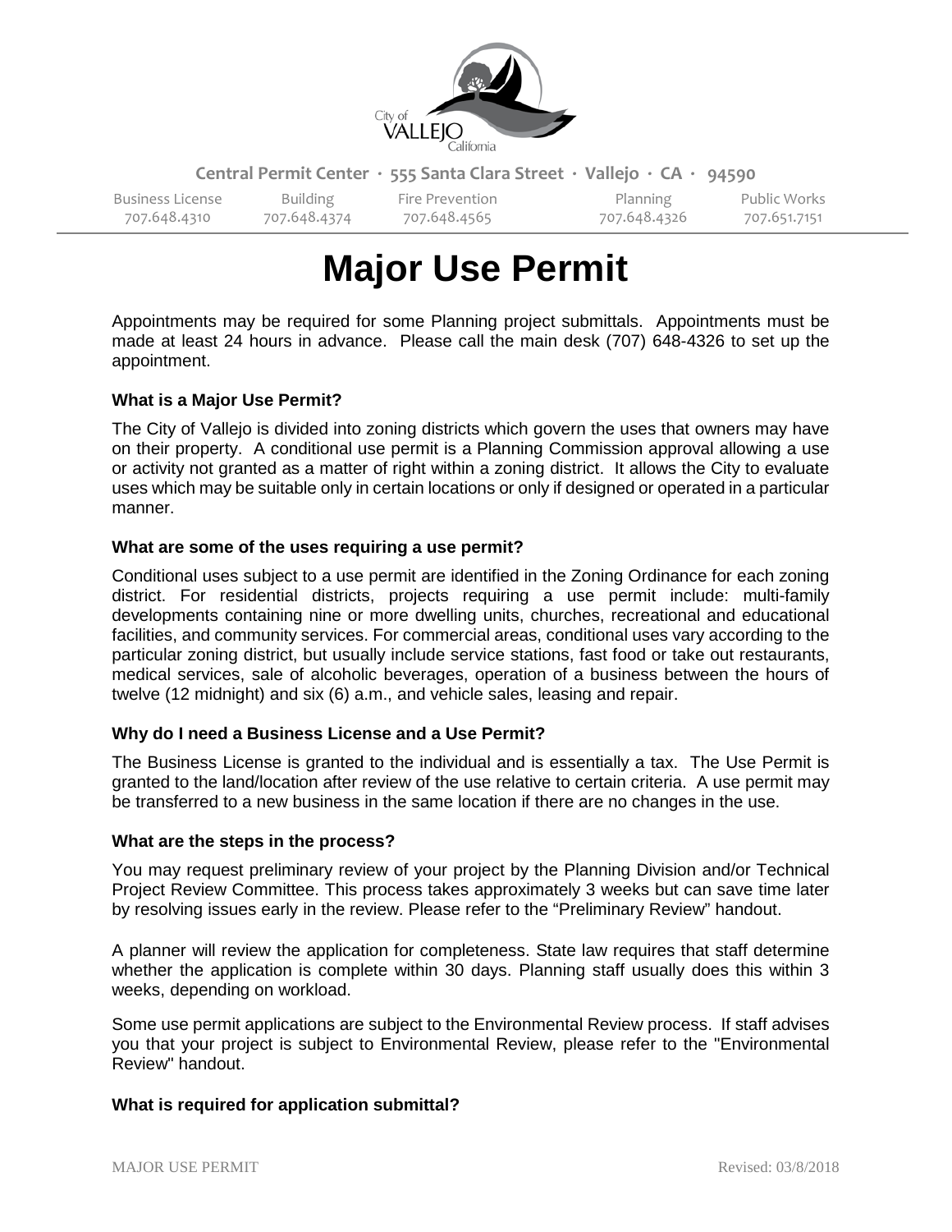Central Permit Center · 555 Santa Clara Street · Vallejo · CA · 94590

| Business License | Building | Fire Prevention | Planning | Public Works |
|---|---|---|---|---|
| 707.648.4310 | 707.648.4374 | 707.648.4565 | 707.648.4326 | 707.651.7151 |

# Major Use Permit

Appointments may be required for some Planning project submittals. Appointments must be made at least 24 hours in advance. Please call the main desk (707) 648-4326 to set up the appointment.

**What is a Major Use Permit?**

The City of Vallejo is divided into zoning districts which govern the uses that owners may have on their property. A conditional use permit is a Planning Commission approval allowing a use or activity not granted as a matter of right within a zoning district. It allows the City to evaluate uses which may be suitable only in certain locations or only if designed or operated in a particular manner.

**What are some of the uses requiring a use permit?**

Conditional uses subject to a use permit are identified in the Zoning Ordinance for each zoning district. For residential districts, projects requiring a use permit include: multi-family developments containing nine or more dwelling units, churches, recreational and educational facilities, and community services. For commercial areas, conditional uses vary according to the particular zoning district, but usually include service stations, fast food or take out restaurants, medical services, sale of alcoholic beverages, operation of a business between the hours of twelve (12 midnight) and six (6) a.m., and vehicle sales, leasing and repair.

**Why do I need a Business License and a Use Permit?**

The Business License is granted to the individual and is essentially a tax. The Use Permit is granted to the land/location after review of the use relative to certain criteria. A use permit may be transferred to a new business in the same location if there are no changes in the use.

**What are the steps in the process?**

You may request preliminary review of your project by the Planning Division and/or Technical Project Review Committee. This process takes approximately 3 weeks but can save time later by resolving issues early in the review. Please refer to the "Preliminary Review" handout.

A planner will review the application for completeness. State law requires that staff determine whether the application is complete within 30 days. Planning staff usually does this within 3 weeks, depending on workload.

Some use permit applications are subject to the Environmental Review process. If staff advises you that your project is subject to Environmental Review, please refer to the "Environmental Review" handout.

**What is required for application submittal?**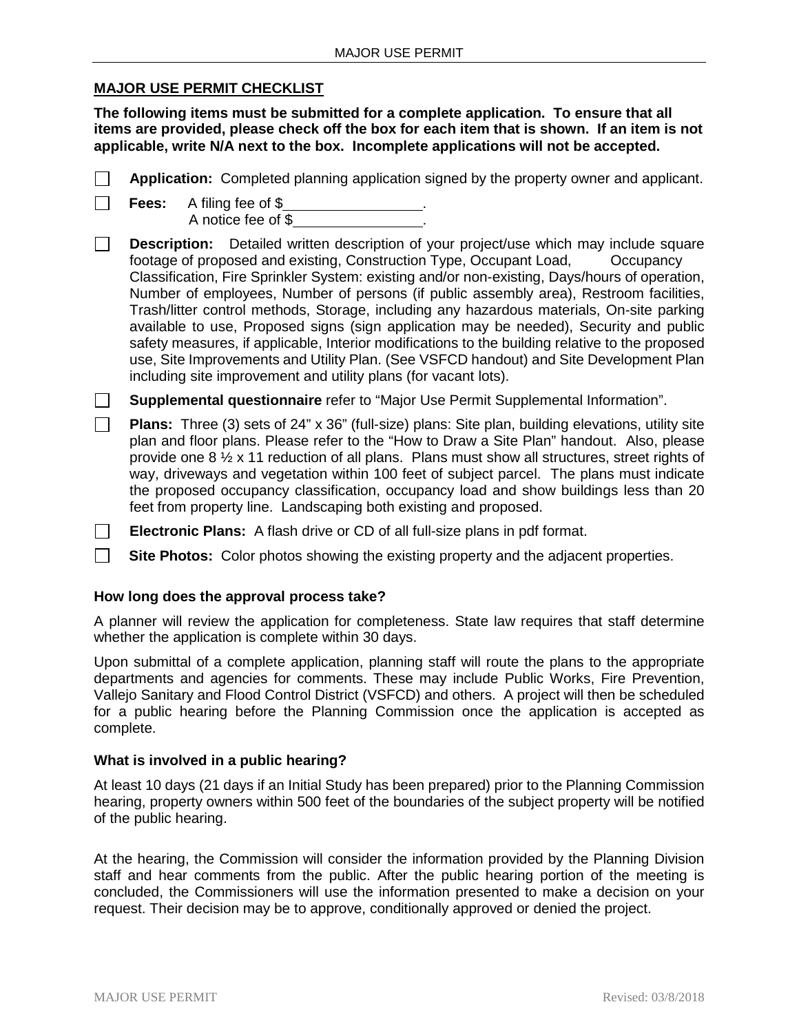## MAJOR USE PERMIT CHECKLIST

**The following items must be submitted for a complete application. To ensure that all items are provided, please check off the box for each item that is shown. If an item is not applicable, write N/A next to the box. Incomplete applications will not be accepted.**

☐ **Application:** Completed planning application signed by the property owner and applicant.

☐ **Fees:** A filing fee of $\_\_\_\_\_\_\_\_\_\_\_\_\_\_\_\_.
A notice fee of $\_\_\_\_\_\_\_\_\_\_\_\_\_\_\_\_.

☐ **Description:** Detailed written description of your project/use which may include square footage of proposed and existing, Construction Type, Occupant Load, Occupancy Classification, Fire Sprinkler System: existing and/or non-existing, Days/hours of operation, Number of employees, Number of persons (if public assembly area), Restroom facilities, Trash/litter control methods, Storage, including any hazardous materials, On-site parking available to use, Proposed signs (sign application may be needed), Security and public safety measures, if applicable, Interior modifications to the building relative to the proposed use, Site Improvements and Utility Plan. (See VSFCD handout) and Site Development Plan including site improvement and utility plans (for vacant lots).

☐ **Supplemental questionnaire** refer to "Major Use Permit Supplemental Information".

☐ **Plans:** Three (3) sets of 24" x 36" (full-size) plans: Site plan, building elevations, utility site plan and floor plans. Please refer to the "How to Draw a Site Plan" handout. Also, please provide one 8 ½ x 11 reduction of all plans. Plans must show all structures, street rights of way, driveways and vegetation within 100 feet of subject parcel. The plans must indicate the proposed occupancy classification, occupancy load and show buildings less than 20 feet from property line. Landscaping both existing and proposed.

☐ **Electronic Plans:** A flash drive or CD of all full-size plans in pdf format.

☐ **Site Photos:** Color photos showing the existing property and the adjacent properties.

### How long does the approval process take?

A planner will review the application for completeness. State law requires that staff determine whether the application is complete within 30 days.

Upon submittal of a complete application, planning staff will route the plans to the appropriate departments and agencies for comments. These may include Public Works, Fire Prevention, Vallejo Sanitary and Flood Control District (VSFCD) and others. A project will then be scheduled for a public hearing before the Planning Commission once the application is accepted as complete.

### What is involved in a public hearing?

At least 10 days (21 days if an Initial Study has been prepared) prior to the Planning Commission hearing, property owners within 500 feet of the boundaries of the subject property will be notified of the public hearing.

At the hearing, the Commission will consider the information provided by the Planning Division staff and hear comments from the public. After the public hearing portion of the meeting is concluded, the Commissioners will use the information presented to make a decision on your request. Their decision may be to approve, conditionally approved or denied the project.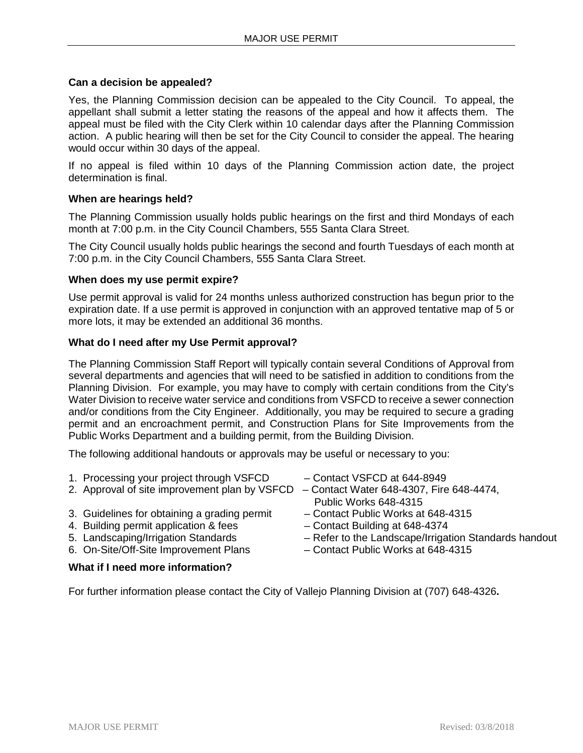### Can a decision be appealed?

Yes, the Planning Commission decision can be appealed to the City Council. To appeal, the appellant shall submit a letter stating the reasons of the appeal and how it affects them. The appeal must be filed with the City Clerk within 10 calendar days after the Planning Commission action. A public hearing will then be set for the City Council to consider the appeal. The hearing would occur within 30 days of the appeal.

If no appeal is filed within 10 days of the Planning Commission action date, the project determination is final.

### When are hearings held?

The Planning Commission usually holds public hearings on the first and third Mondays of each month at 7:00 p.m. in the City Council Chambers, 555 Santa Clara Street.

The City Council usually holds public hearings the second and fourth Tuesdays of each month at 7:00 p.m. in the City Council Chambers, 555 Santa Clara Street.

### When does my use permit expire?

Use permit approval is valid for 24 months unless authorized construction has begun prior to the expiration date. If a use permit is approved in conjunction with an approved tentative map of 5 or more lots, it may be extended an additional 36 months.

### What do I need after my Use Permit approval?

The Planning Commission Staff Report will typically contain several Conditions of Approval from several departments and agencies that will need to be satisfied in addition to conditions from the Planning Division. For example, you may have to comply with certain conditions from the City's Water Division to receive water service and conditions from VSFCD to receive a sewer connection and/or conditions from the City Engineer. Additionally, you may be required to secure a grading permit and an encroachment permit, and Construction Plans for Site Improvements from the Public Works Department and a building permit, from the Building Division.

The following additional handouts or approvals may be useful or necessary to you:

1. Processing your project through VSFCD – Contact VSFCD at 644-8949
2. Approval of site improvement plan by VSFCD – Contact Water 648-4307, Fire 648-4474, Public Works 648-4315
3. Guidelines for obtaining a grading permit – Contact Public Works at 648-4315
4. Building permit application & fees – Contact Building at 648-4374
5. Landscaping/Irrigation Standards – Refer to the Landscape/Irrigation Standards handout
6. On-Site/Off-Site Improvement Plans – Contact Public Works at 648-4315

### What if I need more information?

For further information please contact the City of Vallejo Planning Division at (707) 648-4326**.**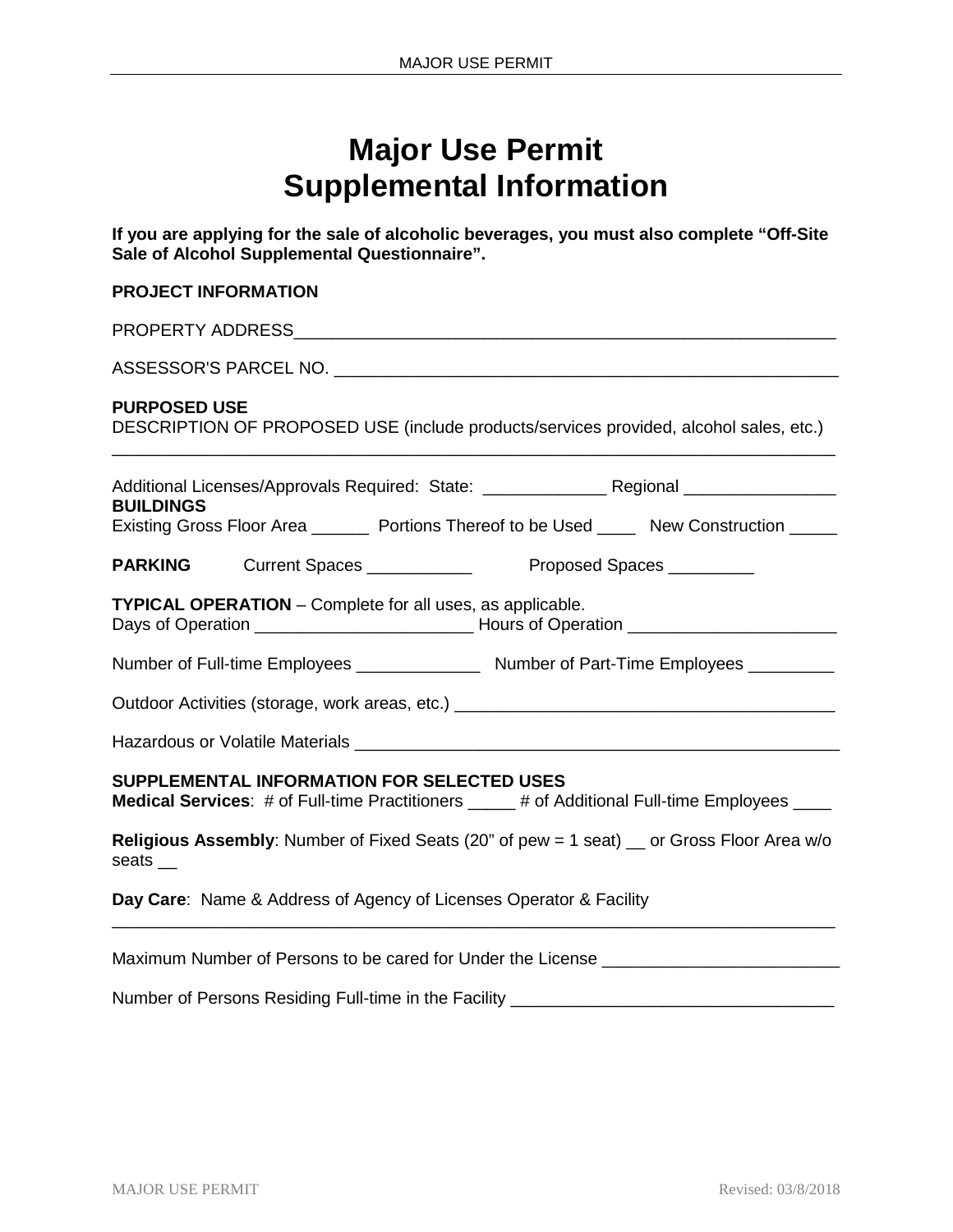# Major Use Permit Supplemental Information

**If you are applying for the sale of alcoholic beverages, you must also complete "Off-Site Sale of Alcohol Supplemental Questionnaire".**

**PROJECT INFORMATION**

PROPERTY ADDRESS____________________________________________________________

ASSESSOR'S PARCEL NO. ______________________________________________________

**PURPOSED USE**
DESCRIPTION OF PROPOSED USE (include products/services provided, alcohol sales, etc.)
_______________________________________________________________________________

Additional Licenses/Approvals Required: State: _____________ Regional ________________

**BUILDINGS**
Existing Gross Floor Area ______ Portions Thereof to be Used ____ New Construction _____

**PARKING** Current Spaces ___________ Proposed Spaces _________

**TYPICAL OPERATION** – Complete for all uses, as applicable.
Days of Operation _______________________ Hours of Operation ______________________

Number of Full-time Employees _____________ Number of Part-Time Employees _________

Outdoor Activities (storage, work areas, etc.) ________________________________________

Hazardous or Volatile Materials _____________________________________________________

**SUPPLEMENTAL INFORMATION FOR SELECTED USES**
**Medical Services**: # of Full-time Practitioners _____ # of Additional Full-time Employees ____

**Religious Assembly**: Number of Fixed Seats (20" of pew = 1 seat) __ or Gross Floor Area w/o seats __

**Day Care**: Name & Address of Agency of Licenses Operator & Facility
_______________________________________________________________________________

Maximum Number of Persons to be cared for Under the License _________________________

Number of Persons Residing Full-time in the Facility ___________________________________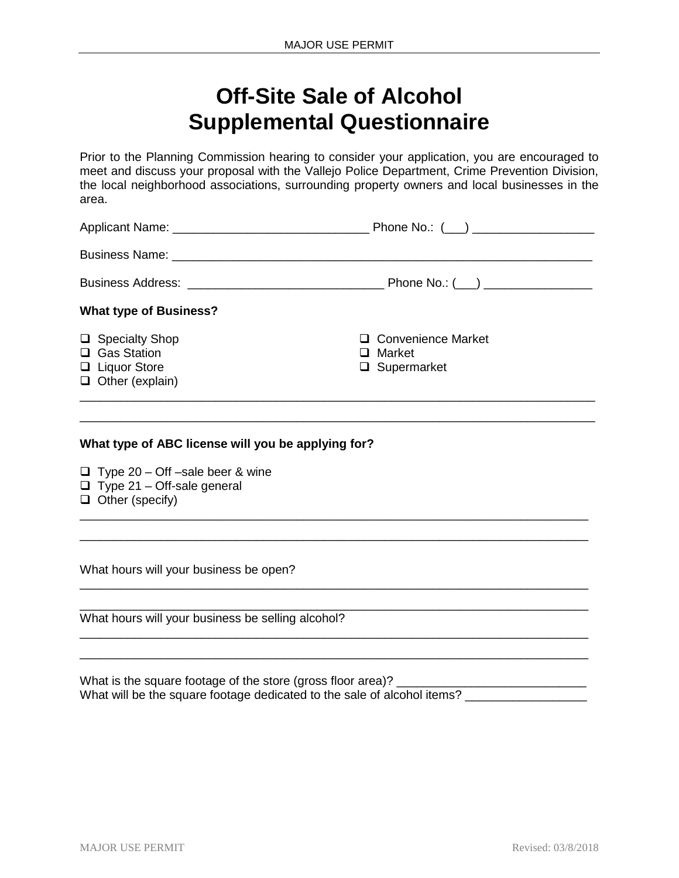# Off-Site Sale of Alcohol Supplemental Questionnaire

Prior to the Planning Commission hearing to consider your application, you are encouraged to meet and discuss your proposal with the Vallejo Police Department, Crime Prevention Division, the local neighborhood associations, surrounding property owners and local businesses in the area.

Applicant Name: _____________________________ Phone No.: (___) _________________

Business Name: _______________________________________________________________

Business Address: _____________________________ Phone No.: (___) ________________

**What type of Business?**

- ☐ Specialty Shop
- ☐ Gas Station
- ☐ Liquor Store
- ☐ Other (explain)
- ☐ Convenience Market
- ☐ Market
- ☐ Supermarket

______________________________________________________________________________

______________________________________________________________________________

**What type of ABC license will you be applying for?**

- ☐ Type 20 – Off –sale beer & wine
- ☐ Type 21 – Off-sale general
- ☐ Other (specify)

______________________________________________________________________________

______________________________________________________________________________

What hours will your business be open?

______________________________________________________________________________

______________________________________________________________________________

What hours will your business be selling alcohol?

______________________________________________________________________________

______________________________________________________________________________

What is the square footage of the store (gross floor area)? ___________________________

What will be the square footage dedicated to the sale of alcohol items? _________________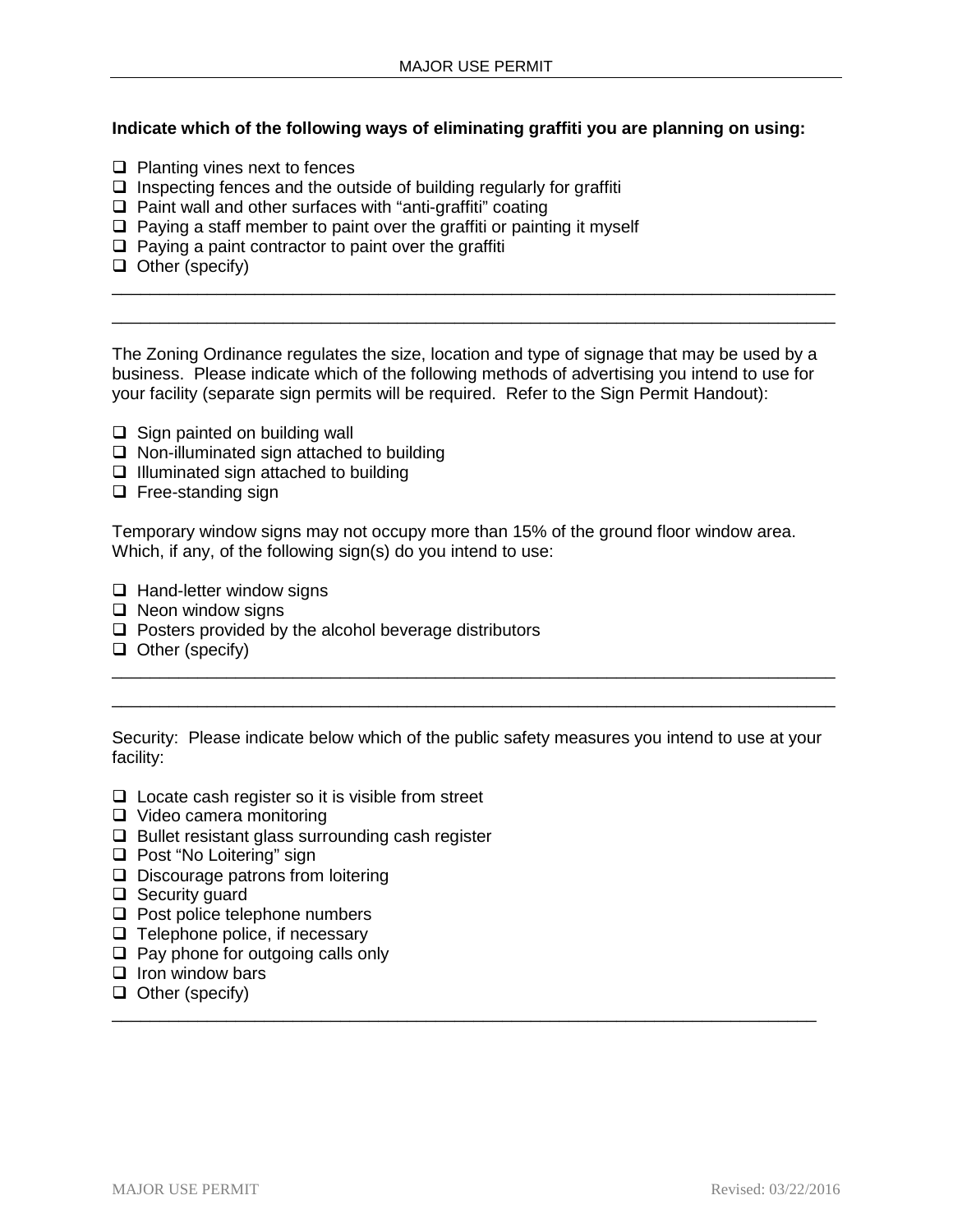**Indicate which of the following ways of eliminating graffiti you are planning on using:**

- ❑ Planting vines next to fences
- ❑ Inspecting fences and the outside of building regularly for graffiti
- ❑ Paint wall and other surfaces with "anti-graffiti" coating
- ❑ Paying a staff member to paint over the graffiti or painting it myself
- ❑ Paying a paint contractor to paint over the graffiti
- ❑ Other (specify)

\_\_\_\_\_\_\_\_\_\_\_\_\_\_\_\_\_\_\_\_\_\_\_\_\_\_\_\_\_\_\_\_\_\_\_\_\_\_\_\_\_\_\_\_\_\_\_\_\_\_\_\_\_\_\_\_\_\_\_\_\_\_\_\_\_\_\_\_\_\_\_\_\_\_

\_\_\_\_\_\_\_\_\_\_\_\_\_\_\_\_\_\_\_\_\_\_\_\_\_\_\_\_\_\_\_\_\_\_\_\_\_\_\_\_\_\_\_\_\_\_\_\_\_\_\_\_\_\_\_\_\_\_\_\_\_\_\_\_\_\_\_\_\_\_\_\_\_\_

The Zoning Ordinance regulates the size, location and type of signage that may be used by a business. Please indicate which of the following methods of advertising you intend to use for your facility (separate sign permits will be required. Refer to the Sign Permit Handout):

- ❑ Sign painted on building wall
- ❑ Non-illuminated sign attached to building
- ❑ Illuminated sign attached to building
- ❑ Free-standing sign

Temporary window signs may not occupy more than 15% of the ground floor window area. Which, if any, of the following sign(s) do you intend to use:

- ❑ Hand-letter window signs
- ❑ Neon window signs
- ❑ Posters provided by the alcohol beverage distributors
- ❑ Other (specify)

\_\_\_\_\_\_\_\_\_\_\_\_\_\_\_\_\_\_\_\_\_\_\_\_\_\_\_\_\_\_\_\_\_\_\_\_\_\_\_\_\_\_\_\_\_\_\_\_\_\_\_\_\_\_\_\_\_\_\_\_\_\_\_\_\_\_\_\_\_\_\_\_\_\_

\_\_\_\_\_\_\_\_\_\_\_\_\_\_\_\_\_\_\_\_\_\_\_\_\_\_\_\_\_\_\_\_\_\_\_\_\_\_\_\_\_\_\_\_\_\_\_\_\_\_\_\_\_\_\_\_\_\_\_\_\_\_\_\_\_\_\_\_\_\_\_\_\_\_

Security: Please indicate below which of the public safety measures you intend to use at your facility:

- ❑ Locate cash register so it is visible from street
- ❑ Video camera monitoring
- ❑ Bullet resistant glass surrounding cash register
- ❑ Post "No Loitering" sign
- ❑ Discourage patrons from loitering
- ❑ Security guard
- ❑ Post police telephone numbers
- ❑ Telephone police, if necessary
- ❑ Pay phone for outgoing calls only
- ❑ Iron window bars
- ❑ Other (specify)

\_\_\_\_\_\_\_\_\_\_\_\_\_\_\_\_\_\_\_\_\_\_\_\_\_\_\_\_\_\_\_\_\_\_\_\_\_\_\_\_\_\_\_\_\_\_\_\_\_\_\_\_\_\_\_\_\_\_\_\_\_\_\_\_\_\_\_\_\_\_\_\_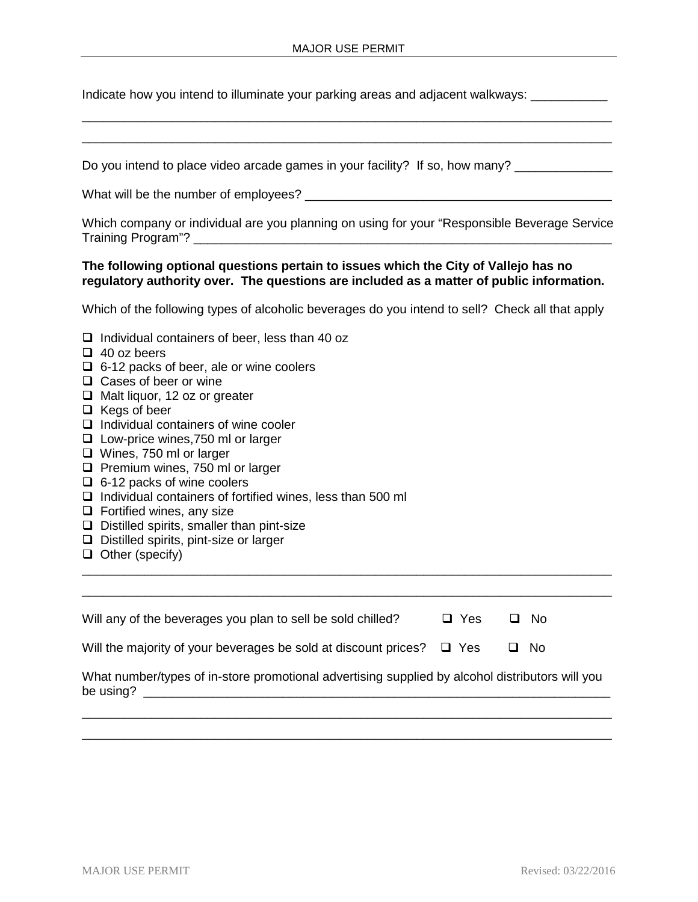Indicate how you intend to illuminate your parking areas and adjacent walkways: ___________

_____________________________________________________________________________

_____________________________________________________________________________

Do you intend to place video arcade games in your facility? If so, how many? ______________

What will be the number of employees? _____________________________________________

Which company or individual are you planning on using for your "Responsible Beverage Service Training Program"? ____________________________________________________________

**The following optional questions pertain to issues which the City of Vallejo has no regulatory authority over. The questions are included as a matter of public information.**

Which of the following types of alcoholic beverages do you intend to sell? Check all that apply

- ☐ Individual containers of beer, less than 40 oz
- ☐ 40 oz beers
- ☐ 6-12 packs of beer, ale or wine coolers
- ☐ Cases of beer or wine
- ☐ Malt liquor, 12 oz or greater
- ☐ Kegs of beer
- ☐ Individual containers of wine cooler
- ☐ Low-price wines,750 ml or larger
- ☐ Wines, 750 ml or larger
- ☐ Premium wines, 750 ml or larger
- ☐ 6-12 packs of wine coolers
- ☐ Individual containers of fortified wines, less than 500 ml
- ☐ Fortified wines, any size
- ☐ Distilled spirits, smaller than pint-size
- ☐ Distilled spirits, pint-size or larger
- ☐ Other (specify)

_____________________________________________________________________________

_____________________________________________________________________________

Will any of the beverages you plan to sell be sold chilled? ☐ Yes ☐ No

Will the majority of your beverages be sold at discount prices? ☐ Yes ☐ No

What number/types of in-store promotional advertising supplied by alcohol distributors will you be using? ______________________________________________________________________

_____________________________________________________________________________

_____________________________________________________________________________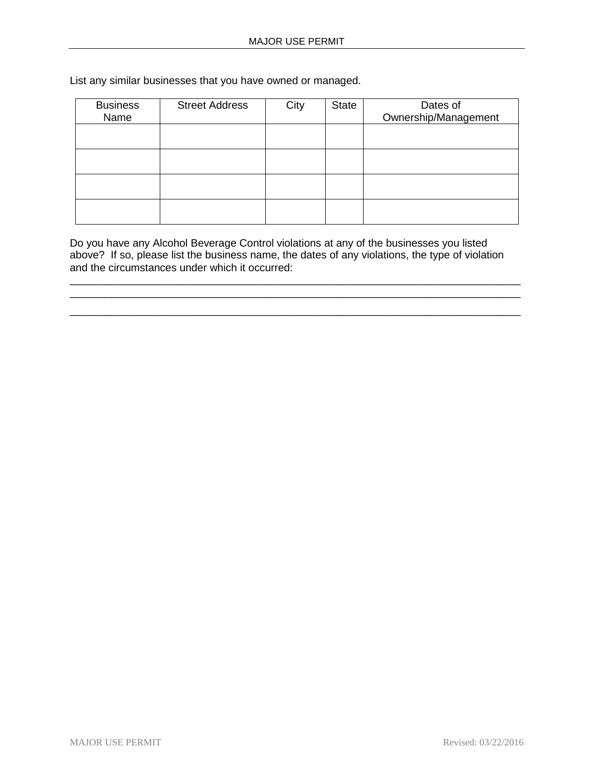List any similar businesses that you have owned or managed.

| Business Name | Street Address | City | State | Dates of Ownership/Management |
|---|---|---|---|---|
| | | | | |
| | | | | |
| | | | | |
| | | | | |

Do you have any Alcohol Beverage Control violations at any of the businesses you listed above? If so, please list the business name, the dates of any violations, the type of violation and the circumstances under which it occurred:

______________________________________________________________________________

______________________________________________________________________________

______________________________________________________________________________